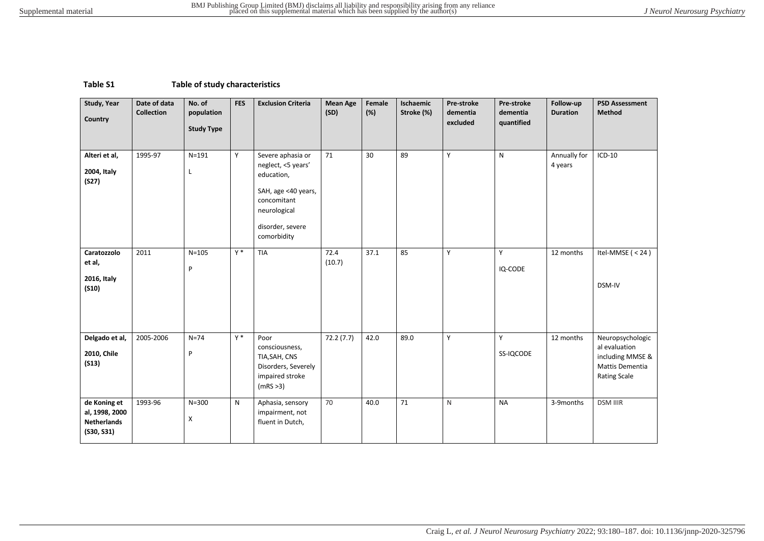**Table S1** **Table of study characteristics**

| Study, Year Country | Date of data Collection | No. of population Study Type | FES | Exclusion Criteria | Mean Age (SD) | Female (%) | Ischaemic Stroke (%) | Pre-stroke dementia excluded | Pre-stroke dementia quantified | Follow-up Duration | PSD Assessment Method |
|---|---|---|---|---|---|---|---|---|---|---|---|
| **Alteri et al, 2004, Italy (S27)** | 1995-97 | N=191 L | Y | Severe aphasia or neglect, <5 years' education, SAH, age <40 years, concomitant neurological disorder, severe comorbidity | 71 | 30 | 89 | Y | N | Annually for 4 years | ICD-10 |
| **Caratozzolo et al, 2016, Italy (S10)** | 2011 | N=105 P | Y * | TIA | 72.4 (10.7) | 37.1 | 85 | Y | Y IQ-CODE | 12 months | Itel-MMSE ( < 24 ) DSM-IV |
| **Delgado et al, 2010, Chile (S13)** | 2005-2006 | N=74 P | Y * | Poor consciousness, TIA,SAH, CNS Disorders, Severely impaired stroke (mRS >3) | 72.2 (7.7) | 42.0 | 89.0 | Y | Y SS-IQCODE | 12 months | Neuropsychological evaluation including MMSE & Mattis Dementia Rating Scale |
| **de Koning et al, 1998, 2000 Netherlands (S30, S31)** | 1993-96 | N=300 X | N | Aphasia, sensory impairment, not fluent in Dutch, | 70 | 40.0 | 71 | N | NA | 3-9months | DSM IIIR |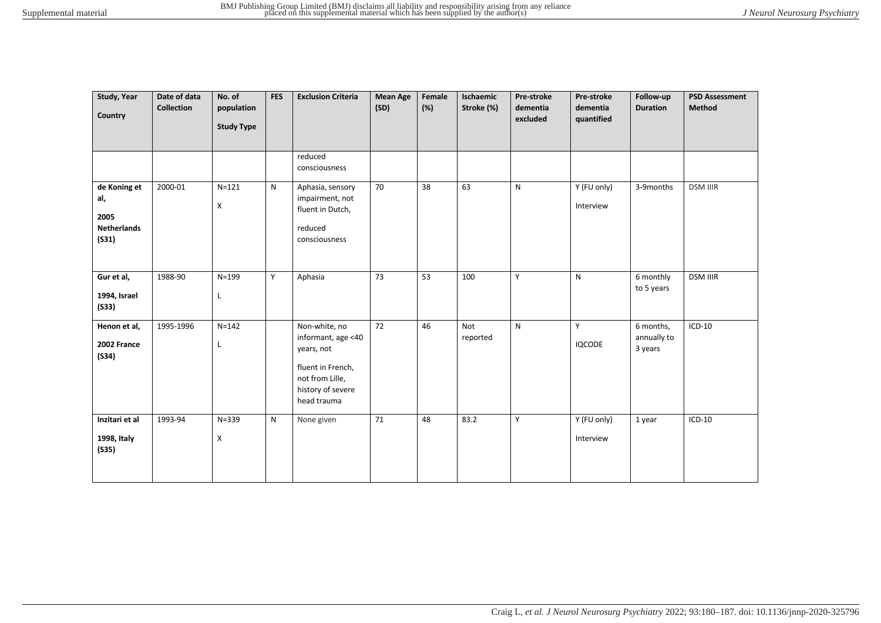| Study, Year Country | Date of data Collection | No. of population Study Type | FES | Exclusion Criteria | Mean Age (SD) | Female (%) | Ischaemic Stroke (%) | Pre-stroke dementia excluded | Pre-stroke dementia quantified | Follow-up Duration | PSD Assessment Method |
|---|---|---|---|---|---|---|---|---|---|---|---|
| | | | | reduced consciousness | | | | | | | |
| **de Koning et al, 2005 Netherlands (S31)** | 2000-01 | N=121 X | N | Aphasia, sensory impairment, not fluent in Dutch, reduced consciousness | 70 | 38 | 63 | N | Y (FU only) Interview | 3-9months | DSM IIIR |
| **Gur et al, 1994, Israel (S33)** | 1988-90 | N=199 L | Y | Aphasia | 73 | 53 | 100 | Y | N | 6 monthly to 5 years | DSM IIIR |
| **Henon et al, 2002 France (S34)** | 1995-1996 | N=142 L | | Non-white, no informant, age <40 years, not fluent in French, not from Lille, history of severe head trauma | 72 | 46 | Not reported | N | Y IQCODE | 6 months, annually to 3 years | ICD-10 |
| **Inzitari et al 1998, Italy (S35)** | 1993-94 | N=339 X | N | None given | 71 | 48 | 83.2 | Y | Y (FU only) Interview | 1 year | ICD-10 |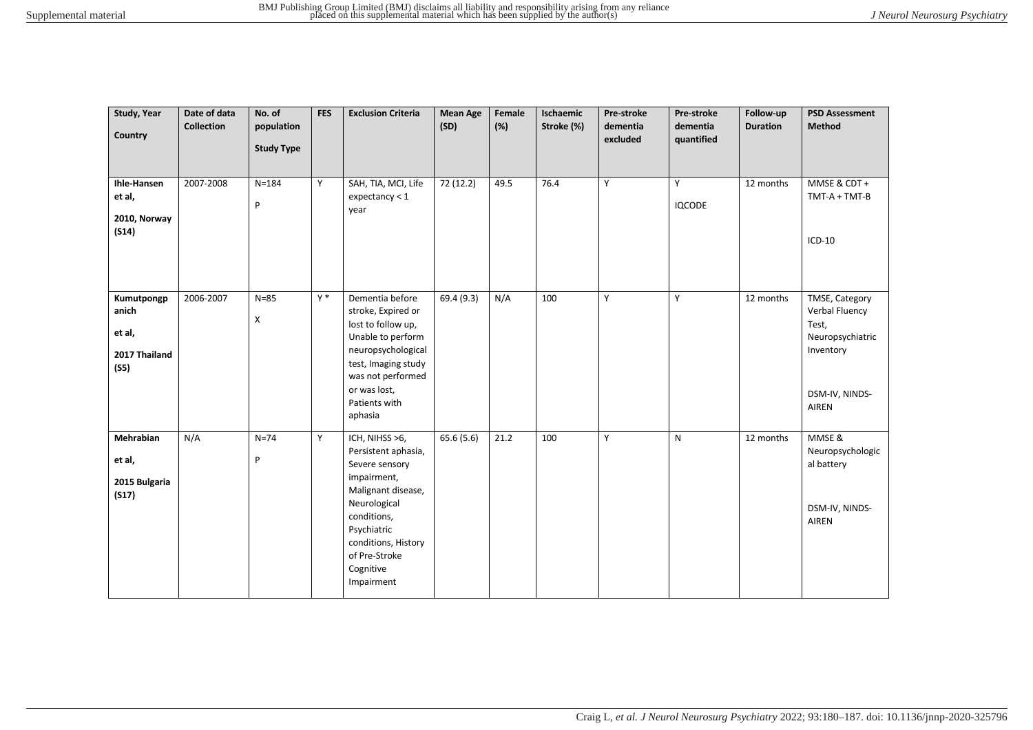| Study, Year Country | Date of data Collection | No. of population Study Type | FES | Exclusion Criteria | Mean Age (SD) | Female (%) | Ischaemic Stroke (%) | Pre-stroke dementia excluded | Pre-stroke dementia quantified | Follow-up Duration | PSD Assessment Method |
|---|---|---|---|---|---|---|---|---|---|---|---|
| **Ihle-Hansen et al, 2010, Norway (S14)** | 2007-2008 | N=184 P | Y | SAH, TIA, MCI, Life expectancy < 1 year | 72 (12.2) | 49.5 | 76.4 | Y | Y IQCODE | 12 months | MMSE & CDT + TMT-A + TMT-B ICD-10 |
| **Kumutpongpanich et al, 2017 Thailand (S5)** | 2006-2007 | N=85 X | Y * | Dementia before stroke, Expired or lost to follow up, Unable to perform neuropsychological test, Imaging study was not performed or was lost, Patients with aphasia | 69.4 (9.3) | N/A | 100 | Y | Y | 12 months | TMSE, Category Verbal Fluency Test, Neuropsychiatric Inventory DSM-IV, NINDS-AIREN |
| **Mehrabian et al, 2015 Bulgaria (S17)** | N/A | N=74 P | Y | ICH, NIHSS >6, Persistent aphasia, Severe sensory impairment, Malignant disease, Neurological conditions, Psychiatric conditions, History of Pre-Stroke Cognitive Impairment | 65.6 (5.6) | 21.2 | 100 | Y | N | 12 months | MMSE & Neuropsychological battery DSM-IV, NINDS-AIREN |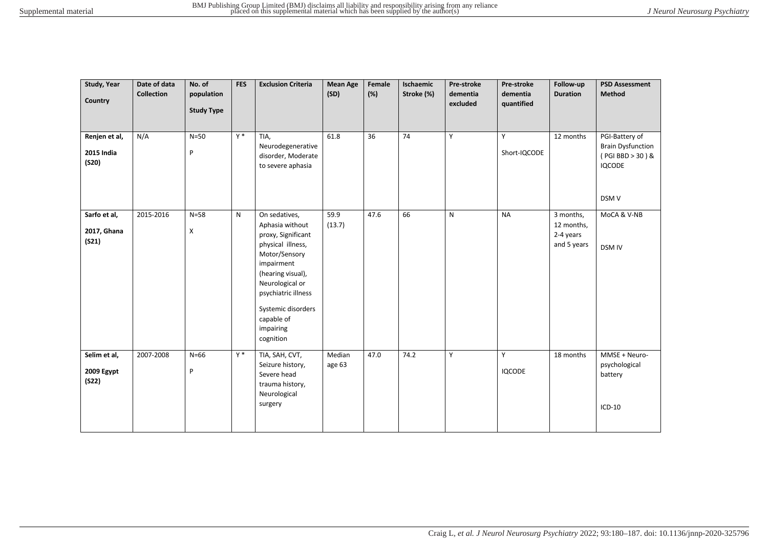| Study, Year Country | Date of data Collection | No. of population Study Type | FES | Exclusion Criteria | Mean Age (SD) | Female (%) | Ischaemic Stroke (%) | Pre-stroke dementia excluded | Pre-stroke dementia quantified | Follow-up Duration | PSD Assessment Method |
|---|---|---|---|---|---|---|---|---|---|---|---|
| **Renjen et al, 2015 India (S20)** | N/A | N=50 P | Y * | TIA, Neurodegenerative disorder, Moderate to severe aphasia | 61.8 | 36 | 74 | Y | Y Short-IQCODE | 12 months | PGI-Battery of Brain Dysfunction ( PGI BBD > 30 ) & IQCODE DSM V |
| **Sarfo et al, 2017, Ghana (S21)** | 2015-2016 | N=58 X | N | On sedatives, Aphasia without proxy, Significant physical illness, Motor/Sensory impairment (hearing visual), Neurological or psychiatric illness Systemic disorders capable of impairing cognition | 59.9 (13.7) | 47.6 | 66 | N | NA | 3 months, 12 months, 2-4 years and 5 years | MoCA & V-NB DSM IV |
| **Selim et al, 2009 Egypt (S22)** | 2007-2008 | N=66 P | Y * | TIA, SAH, CVT, Seizure history, Severe head trauma history, Neurological surgery | Median age 63 | 47.0 | 74.2 | Y | Y IQCODE | 18 months | MMSE + Neuro-psychological battery ICD-10 |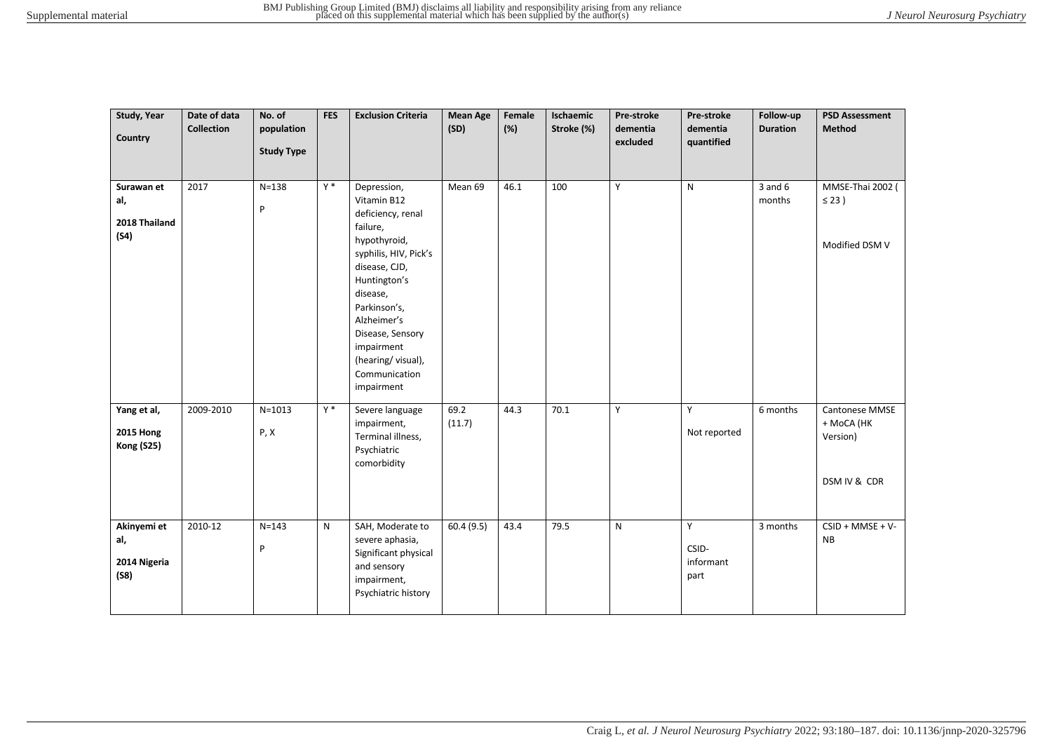| Study, Year Country | Date of data Collection | No. of population Study Type | FES | Exclusion Criteria | Mean Age (SD) | Female (%) | Ischaemic Stroke (%) | Pre-stroke dementia excluded | Pre-stroke dementia quantified | Follow-up Duration | PSD Assessment Method |
|---|---|---|---|---|---|---|---|---|---|---|---|
| **Surawan et al, 2018 Thailand (S4)** | 2017 | N=138 P | Y * | Depression, Vitamin B12 deficiency, renal failure, hypothyroid, syphilis, HIV, Pick's disease, CJD, Huntington's disease, Parkinson's, Alzheimer's Disease, Sensory impairment (hearing/ visual), Communication impairment | Mean 69 | 46.1 | 100 | Y | N | 3 and 6 months | MMSE-Thai 2002 ( ≤ 23 ) Modified DSM V |
| **Yang et al, 2015 Hong Kong (S25)** | 2009-2010 | N=1013 P, X | Y * | Severe language impairment, Terminal illness, Psychiatric comorbidity | 69.2 (11.7) | 44.3 | 70.1 | Y | Y Not reported | 6 months | Cantonese MMSE + MoCA (HK Version) DSM IV & CDR |
| **Akinyemi et al, 2014 Nigeria (S8)** | 2010-12 | N=143 P | N | SAH, Moderate to severe aphasia, Significant physical and sensory impairment, Psychiatric history | 60.4 (9.5) | 43.4 | 79.5 | N | Y CSID- informant part | 3 months | CSID + MMSE + V-NB |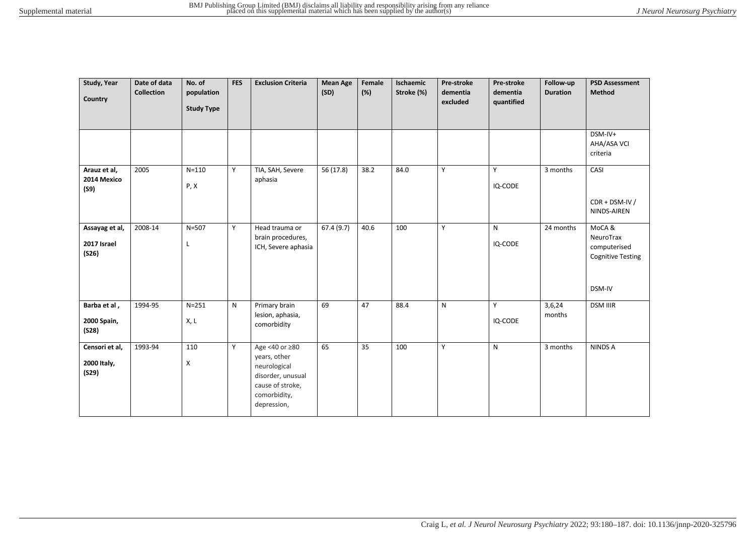| Study, Year<br><br>Country | Date of data Collection | No. of population<br><br>Study Type | FES | Exclusion Criteria | Mean Age (SD) | Female (%) | Ischaemic Stroke (%) | Pre-stroke dementia excluded | Pre-stroke dementia quantified | Follow-up Duration | PSD Assessment Method |
|---|---|---|---|---|---|---|---|---|---|---|---|
| | | | | | | | | | | | DSM-IV+ AHA/ASA VCI criteria |
| **Arauz et al, 2014 Mexico (S9)** | 2005 | N=110<br><br>P, X | Y | TIA, SAH, Severe aphasia | 56 (17.8) | 38.2 | 84.0 | Y | Y<br><br>IQ-CODE | 3 months | CASI<br><br>CDR + DSM-IV / NINDS-AIREN |
| **Assayag et al,<br><br>2017 Israel (S26)** | 2008-14 | N=507<br><br>L | Y | Head trauma or brain procedures, ICH, Severe aphasia | 67.4 (9.7) | 40.6 | 100 | Y | N<br><br>IQ-CODE | 24 months | MoCA & NeuroTrax computerised Cognitive Testing<br><br>DSM-IV |
| **Barba et al ,<br><br>2000 Spain, (S28)** | 1994-95 | N=251<br><br>X, L | N | Primary brain lesion, aphasia, comorbidity | 69 | 47 | 88.4 | N | Y<br><br>IQ-CODE | 3,6,24 months | DSM IIIR |
| **Censori et al,<br><br>2000 Italy, (S29)** | 1993-94 | 110<br><br>X | Y | Age <40 or ≥80 years, other neurological disorder, unusual cause of stroke, comorbidity, depression, | 65 | 35 | 100 | Y | N | 3 months | NINDS A |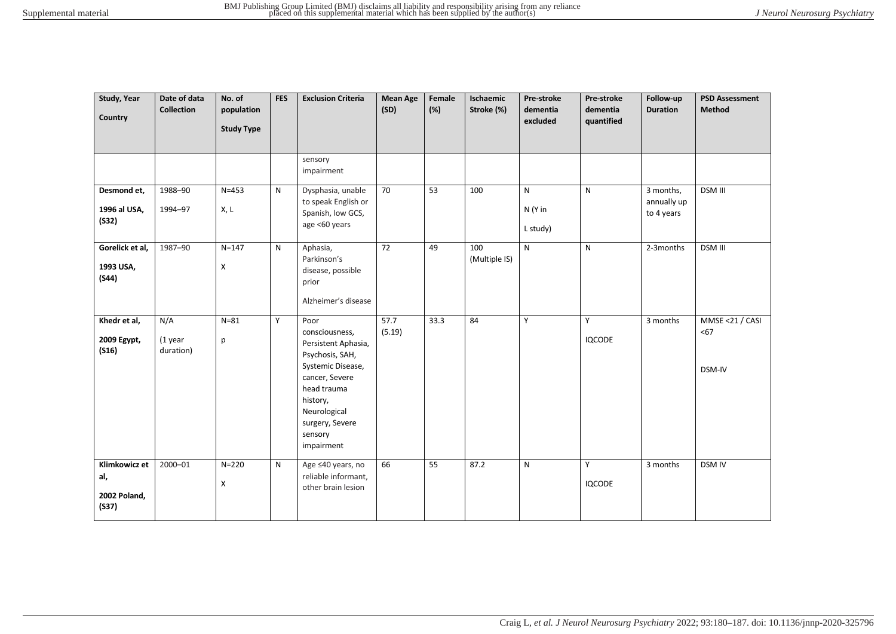| Study, Year Country | Date of data Collection | No. of population Study Type | FES | Exclusion Criteria | Mean Age (SD) | Female (%) | Ischaemic Stroke (%) | Pre-stroke dementia excluded | Pre-stroke dementia quantified | Follow-up Duration | PSD Assessment Method |
|---|---|---|---|---|---|---|---|---|---|---|---|
| | | | | sensory impairment | | | | | | | |
| **Desmond et, 1996 al USA, (S32)** | 1988–90 1994–97 | N=453 X, L | N | Dysphasia, unable to speak English or Spanish, low GCS, age <60 years | 70 | 53 | 100 | N N (Y in L study) | N | 3 months, annually up to 4 years | DSM III |
| **Gorelick et al, 1993 USA, (S44)** | 1987–90 | N=147 X | N | Aphasia, Parkinson's disease, possible prior Alzheimer's disease | 72 | 49 | 100 (Multiple IS) | N | N | 2-3months | DSM III |
| **Khedr et al, 2009 Egypt, (S16)** | N/A (1 year duration) | N=81 p | Y | Poor consciousness, Persistent Aphasia, Psychosis, SAH, Systemic Disease, cancer, Severe head trauma history, Neurological surgery, Severe sensory impairment | 57.7 (5.19) | 33.3 | 84 | Y | Y IQCODE | 3 months | MMSE <21 / CASI <67 DSM-IV |
| **Klimkowicz et al, 2002 Poland, (S37)** | 2000–01 | N=220 X | N | Age ≤40 years, no reliable informant, other brain lesion | 66 | 55 | 87.2 | N | Y IQCODE | 3 months | DSM IV |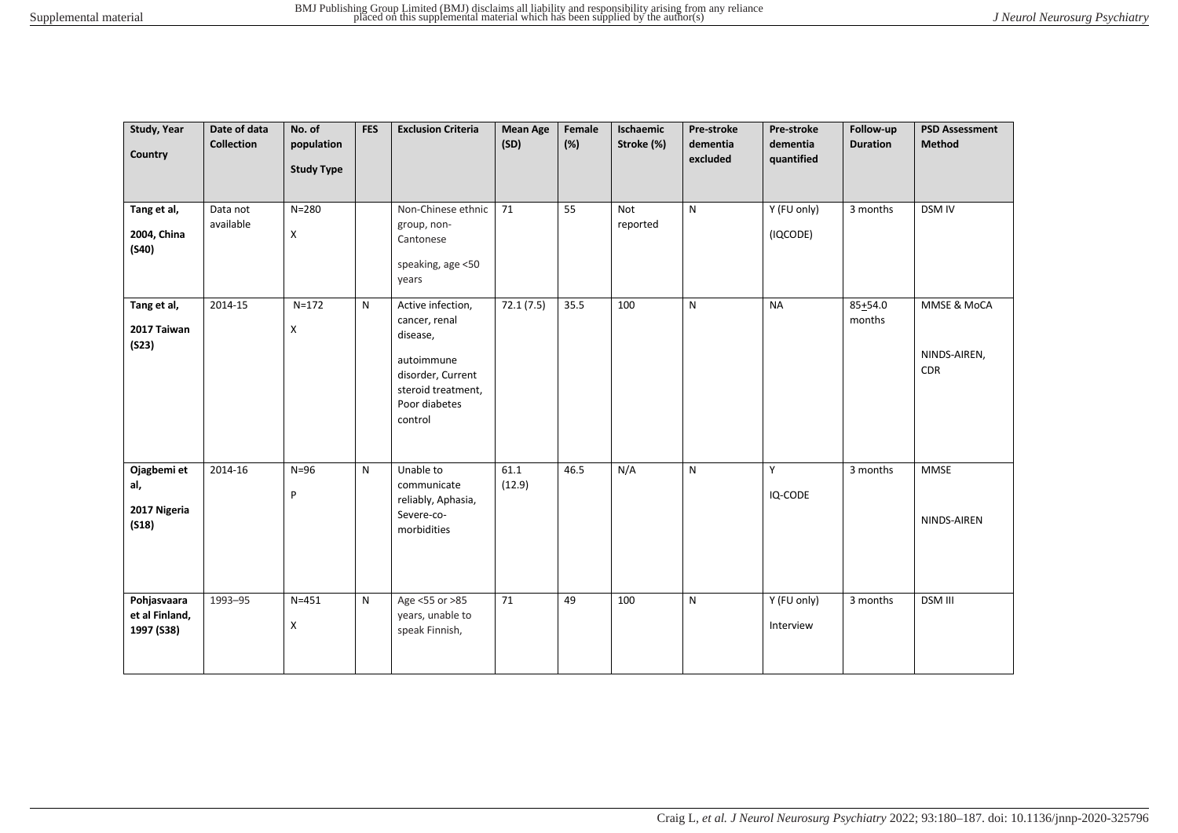| Study, Year Country | Date of data Collection | No. of population Study Type | FES | Exclusion Criteria | Mean Age (SD) | Female (%) | Ischaemic Stroke (%) | Pre-stroke dementia excluded | Pre-stroke dementia quantified | Follow-up Duration | PSD Assessment Method |
|---|---|---|---|---|---|---|---|---|---|---|---|
| **Tang et al, 2004, China (S40)** | Data not available | N=280 X | | Non-Chinese ethnic group, non-Cantonese speaking, age <50 years | 71 | 55 | Not reported | N | Y (FU only) (IQCODE) | 3 months | DSM IV |
| **Tang et al, 2017 Taiwan (S23)** | 2014-15 | N=172 X | N | Active infection, cancer, renal disease, autoimmune disorder, Current steroid treatment, Poor diabetes control | 72.1 (7.5) | 35.5 | 100 | N | NA | 85±54.0 months | MMSE & MoCA NINDS-AIREN, CDR |
| **Ojagbemi et al, 2017 Nigeria (S18)** | 2014-16 | N=96 P | N | Unable to communicate reliably, Aphasia, Severe-co-morbidities | 61.1 (12.9) | 46.5 | N/A | N | Y IQ-CODE | 3 months | MMSE NINDS-AIREN |
| **Pohjasvaara et al Finland, 1997 (S38)** | 1993–95 | N=451 X | N | Age <55 or >85 years, unable to speak Finnish, | 71 | 49 | 100 | N | Y (FU only) Interview | 3 months | DSM III |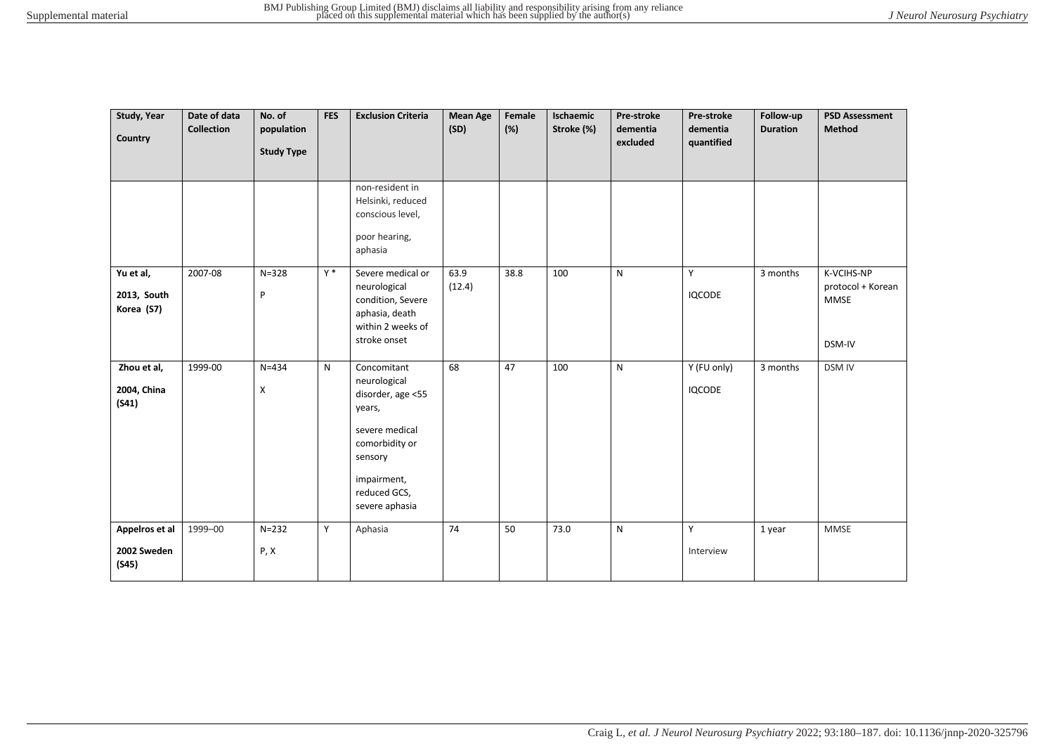| Study, Year Country | Date of data Collection | No. of population Study Type | FES | Exclusion Criteria | Mean Age (SD) | Female (%) | Ischaemic Stroke (%) | Pre-stroke dementia excluded | Pre-stroke dementia quantified | Follow-up Duration | PSD Assessment Method |
|---|---|---|---|---|---|---|---|---|---|---|---|
| | | | | non-resident in Helsinki, reduced conscious level, poor hearing, aphasia | | | | | | | |
| **Yu et al, 2013, South Korea (S7)** | 2007-08 | N=328 P | Y * | Severe medical or neurological condition, Severe aphasia, death within 2 weeks of stroke onset | 63.9 (12.4) | 38.8 | 100 | N | Y IQCODE | 3 months | K-VCIHS-NP protocol + Korean MMSE DSM-IV |
| **Zhou et al, 2004, China (S41)** | 1999-00 | N=434 X | N | Concomitant neurological disorder, age <55 years, severe medical comorbidity or sensory impairment, reduced GCS, severe aphasia | 68 | 47 | 100 | N | Y (FU only) IQCODE | 3 months | DSM IV |
| **Appelros et al 2002 Sweden (S45)** | 1999–00 | N=232 P, X | Y | Aphasia | 74 | 50 | 73.0 | N | Y Interview | 1 year | MMSE |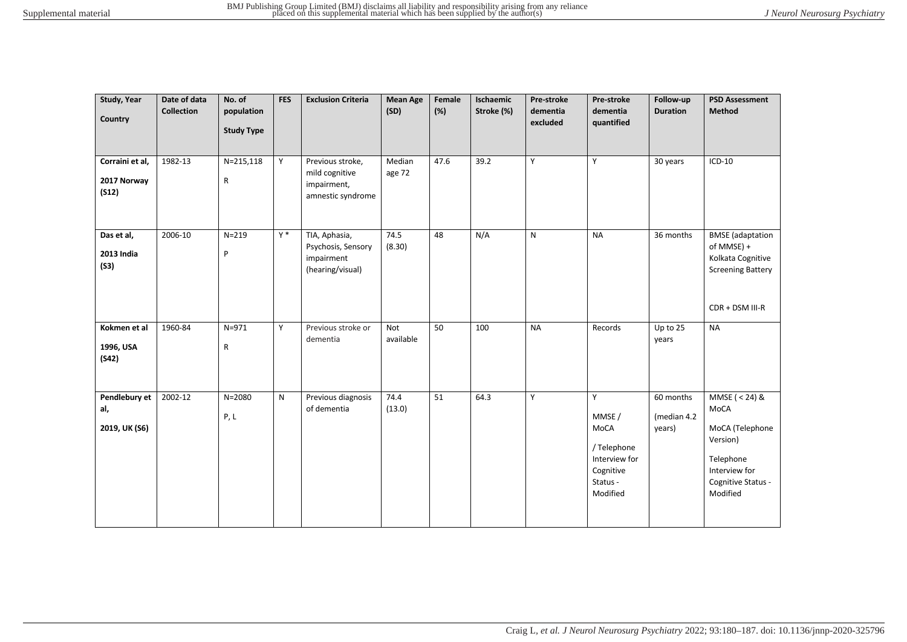| Study, Year Country | Date of data Collection | No. of population Study Type | FES | Exclusion Criteria | Mean Age (SD) | Female (%) | Ischaemic Stroke (%) | Pre-stroke dementia excluded | Pre-stroke dementia quantified | Follow-up Duration | PSD Assessment Method |
|---|---|---|---|---|---|---|---|---|---|---|---|
| **Corraini et al, 2017 Norway (S12)** | 1982-13 | N=215,118 R | Y | Previous stroke, mild cognitive impairment, amnestic syndrome | Median age 72 | 47.6 | 39.2 | Y | Y | 30 years | ICD-10 |
| **Das et al, 2013 India (S3)** | 2006-10 | N=219 P | Y * | TIA, Aphasia, Psychosis, Sensory impairment (hearing/visual) | 74.5 (8.30) | 48 | N/A | N | NA | 36 months | BMSE (adaptation of MMSE) + Kolkata Cognitive Screening Battery CDR + DSM III-R |
| **Kokmen et al 1996, USA (S42)** | 1960-84 | N=971 R | Y | Previous stroke or dementia | Not available | 50 | 100 | NA | Records | Up to 25 years | NA |
| **Pendlebury et al, 2019, UK (S6)** | 2002-12 | N=2080 P, L | N | Previous diagnosis of dementia | 74.4 (13.0) | 51 | 64.3 | Y | Y MMSE / MoCA / Telephone Interview for Cognitive Status - Modified | 60 months (median 4.2 years) | MMSE ( < 24) & MoCA MoCA (Telephone Version) Telephone Interview for Cognitive Status - Modified |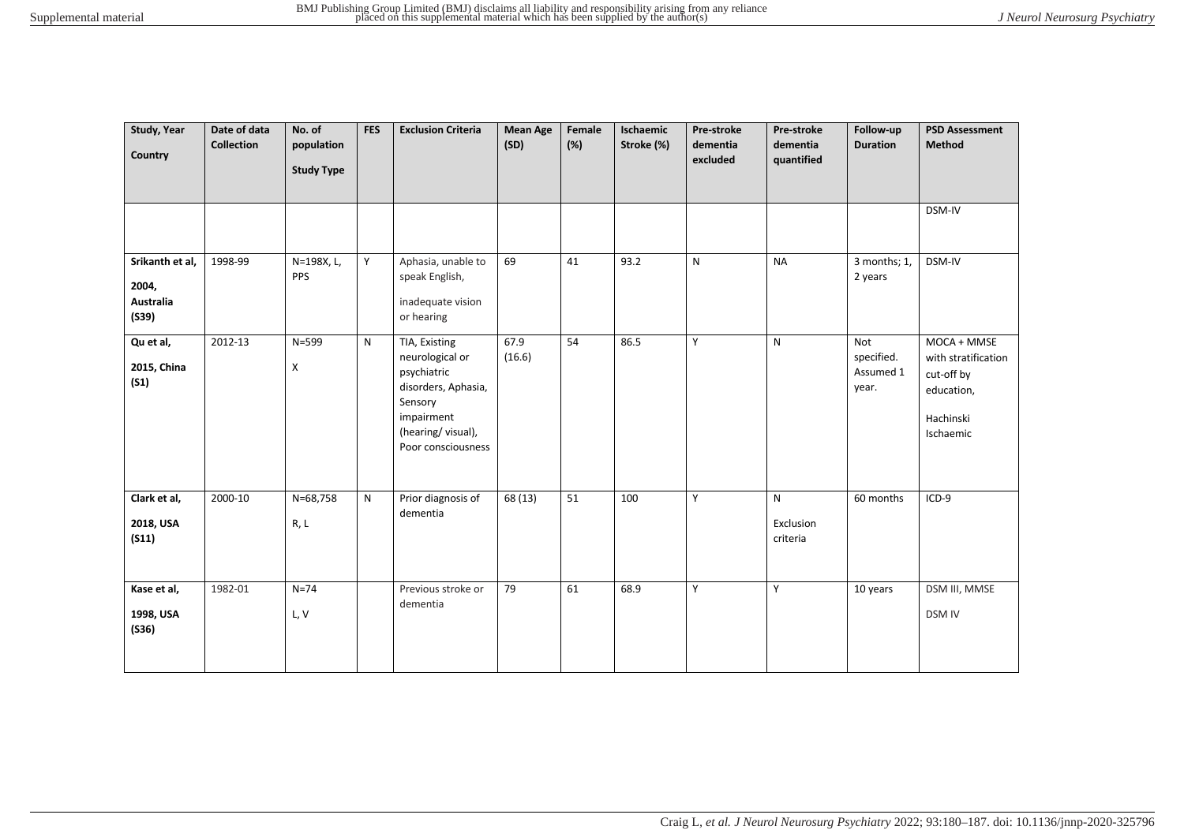| Study, Year Country | Date of data Collection | No. of population Study Type | FES | Exclusion Criteria | Mean Age (SD) | Female (%) | Ischaemic Stroke (%) | Pre-stroke dementia excluded | Pre-stroke dementia quantified | Follow-up Duration | PSD Assessment Method |
|---|---|---|---|---|---|---|---|---|---|---|---|
| | | | | | | | | | | | DSM-IV |
| **Srikanth et al, 2004, Australia (S39)** | 1998-99 | N=198X, L, PPS | Y | Aphasia, unable to speak English, inadequate vision or hearing | 69 | 41 | 93.2 | N | NA | 3 months; 1, 2 years | DSM-IV |
| **Qu et al, 2015, China (S1)** | 2012-13 | N=599 X | N | TIA, Existing neurological or psychiatric disorders, Aphasia, Sensory impairment (hearing/ visual), Poor consciousness | 67.9 (16.6) | 54 | 86.5 | Y | N | Not specified. Assumed 1 year. | MOCA + MMSE with stratification cut-off by education, Hachinski Ischaemic |
| **Clark et al, 2018, USA (S11)** | 2000-10 | N=68,758 R, L | N | Prior diagnosis of dementia | 68 (13) | 51 | 100 | Y | N Exclusion criteria | 60 months | ICD-9 |
| **Kase et al, 1998, USA (S36)** | 1982-01 | N=74 L, V | | Previous stroke or dementia | 79 | 61 | 68.9 | Y | Y | 10 years | DSM III, MMSE DSM IV |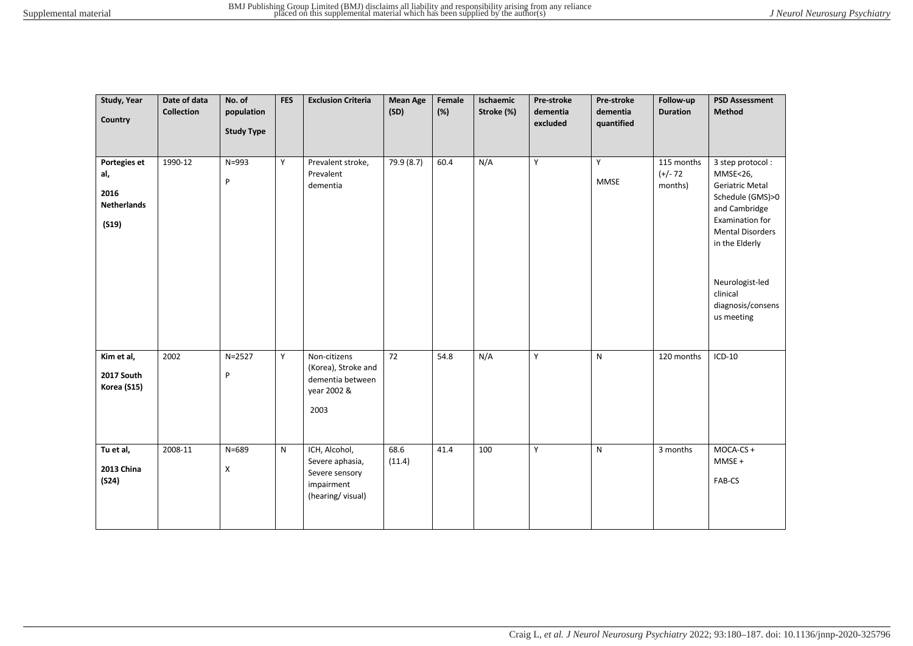| Study, Year Country | Date of data Collection | No. of population Study Type | FES | Exclusion Criteria | Mean Age (SD) | Female (%) | Ischaemic Stroke (%) | Pre-stroke dementia excluded | Pre-stroke dementia quantified | Follow-up Duration | PSD Assessment Method |
|---|---|---|---|---|---|---|---|---|---|---|---|
| **Portegies et al, 2016 Netherlands (S19)** | 1990-12 | N=993 P | Y | Prevalent stroke, Prevalent dementia | 79.9 (8.7) | 60.4 | N/A | Y | Y MMSE | 115 months (+/- 72 months) | 3 step protocol : MMSE<26, Geriatric Metal Schedule (GMS)>0 and Cambridge Examination for Mental Disorders in the Elderly Neurologist-led clinical diagnosis/consensus meeting |
| **Kim et al, 2017 South Korea (S15)** | 2002 | N=2527 P | Y | Non-citizens (Korea), Stroke and dementia between year 2002 & 2003 | 72 | 54.8 | N/A | Y | N | 120 months | ICD-10 |
| **Tu et al, 2013 China (S24)** | 2008-11 | N=689 X | N | ICH, Alcohol, Severe aphasia, Severe sensory impairment (hearing/ visual) | 68.6 (11.4) | 41.4 | 100 | Y | N | 3 months | MOCA-CS + MMSE + FAB-CS |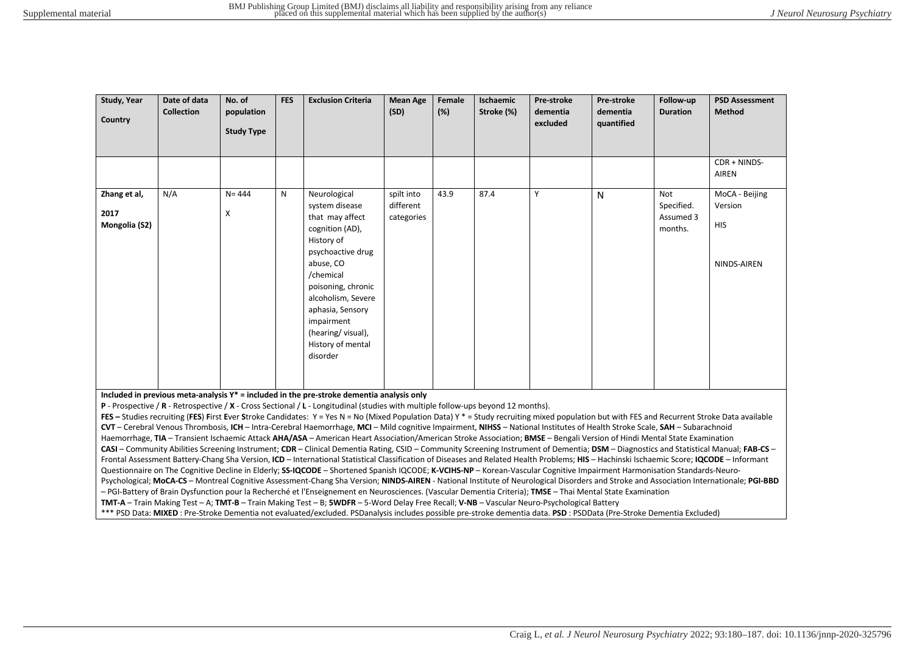| Study, Year<br><br>Country | Date of data Collection | No. of population<br><br>Study Type | FES | Exclusion Criteria | Mean Age (SD) | Female (%) | Ischaemic Stroke (%) | Pre-stroke dementia excluded | Pre-stroke dementia quantified | Follow-up Duration | PSD Assessment Method |
|---|---|---|---|---|---|---|---|---|---|---|---|
| | | | | | | | | | | | CDR + NINDS-AIREN |
| **Zhang et al, 2017 Mongolia (S2)** | N/A | N= 444<br><br>X | N | Neurological system disease that may affect cognition (AD), History of psychoactive drug abuse, CO /chemical poisoning, chronic alcoholism, Severe aphasia, Sensory impairment (hearing/ visual), History of mental disorder | spilt into different categories | 43.9 | 87.4 | Y | N | Not Specified. Assumed 3 months. | MoCA - Beijing Version<br><br>HIS<br><br>NINDS-AIREN |

**Included in previous meta-analysis Y* = included in the pre-stroke dementia analysis only**

**P** - Prospective / **R** - Retrospective / **X** - Cross Sectional / **L** - Longitudinal (studies with multiple follow-ups beyond 12 months).

**FES –** Studies recruiting (**FES**) **F**irst **E**ver **S**troke Candidates: Y = Yes N = No (Mixed Population Data) Y * = Study recruiting mixed population but with FES and Recurrent Stroke Data available

**CVT** – Cerebral Venous Thrombosis, **ICH** – Intra-Cerebral Haemorrhage, **MCI** – Mild cognitive Impairment, **NIHSS** – National Institutes of Health Stroke Scale, **SAH** – Subarachnoid Haemorrhage, **TIA** – Transient Ischaemic Attack **AHA/ASA** – American Heart Association/American Stroke Association; **BMSE** – Bengali Version of Hindi Mental State Examination

**CASI** – Community Abilities Screening Instrument; **CDR** – Clinical Dementia Rating, CSID – Community Screening Instrument of Dementia; **DSM** – Diagnostics and Statistical Manual; **FAB-CS** – Frontal Assessment Battery-Chang Sha Version, **ICD** – International Statistical Classification of Diseases and Related Health Problems; **HIS** – Hachinski Ischaemic Score; **IQCODE** – Informant Questionnaire on The Cognitive Decline in Elderly; **SS-IQCODE** – Shortened Spanish IQCODE; **K-VCIHS-NP** – Korean-Vascular Cognitive Impairment Harmonisation Standards-Neuro-Psychological; **MoCA-CS** – Montreal Cognitive Assessment-Chang Sha Version; **NINDS-AIREN** - National Institute of Neurological Disorders and Stroke and Association Internationale; **PGI-BBD** – PGI-Battery of Brain Dysfunction pour la Recherché et l'Enseignement en Neurosciences. (Vascular Dementia Criteria); **TMSE** – Thai Mental State Examination

**TMT-A** – Train Making Test – A; **TMT-B** – Train Making Test – B; **5WDFR** – 5-Word Delay Free Recall; **V-NB** – Vascular Neuro-Psychological Battery

*** PSD Data: **MIXED** : Pre-Stroke Dementia not evaluated/excluded. PSDanalysis includes possible pre-stroke dementia data. **PSD** : PSDData (Pre-Stroke Dementia Excluded)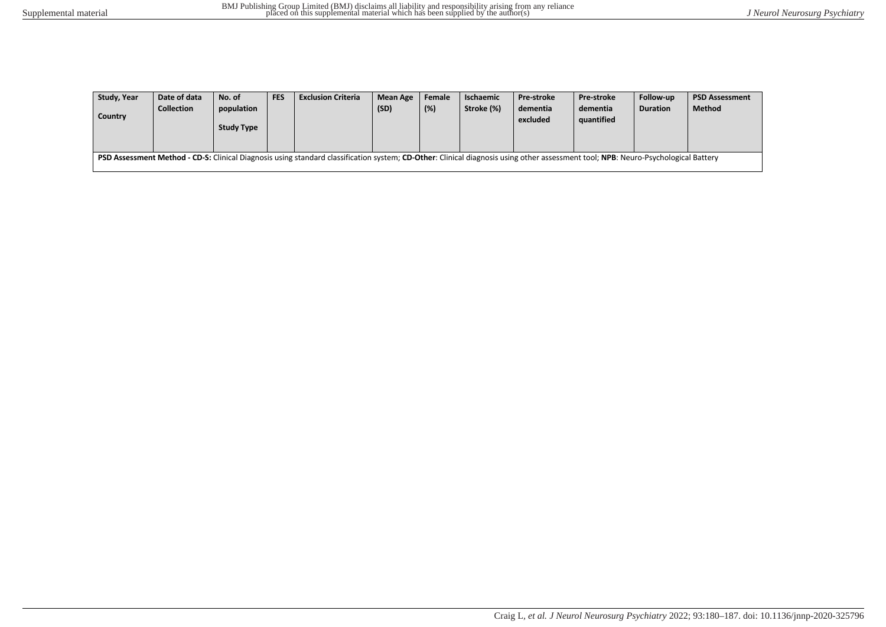| Study, Year<br><br>Country | Date of data Collection | No. of population<br><br>Study Type | FES | Exclusion Criteria | Mean Age (SD) | Female (%) | Ischaemic Stroke (%) | Pre-stroke dementia excluded | Pre-stroke dementia quantified | Follow-up Duration | PSD Assessment Method |
|---|---|---|---|---|---|---|---|---|---|---|---|
| **PSD Assessment Method - CD-S:** Clinical Diagnosis using standard classification system; **CD-Other**: Clinical diagnosis using other assessment tool; **NPB**: Neuro-Psychological Battery | | | | | | | | | | | |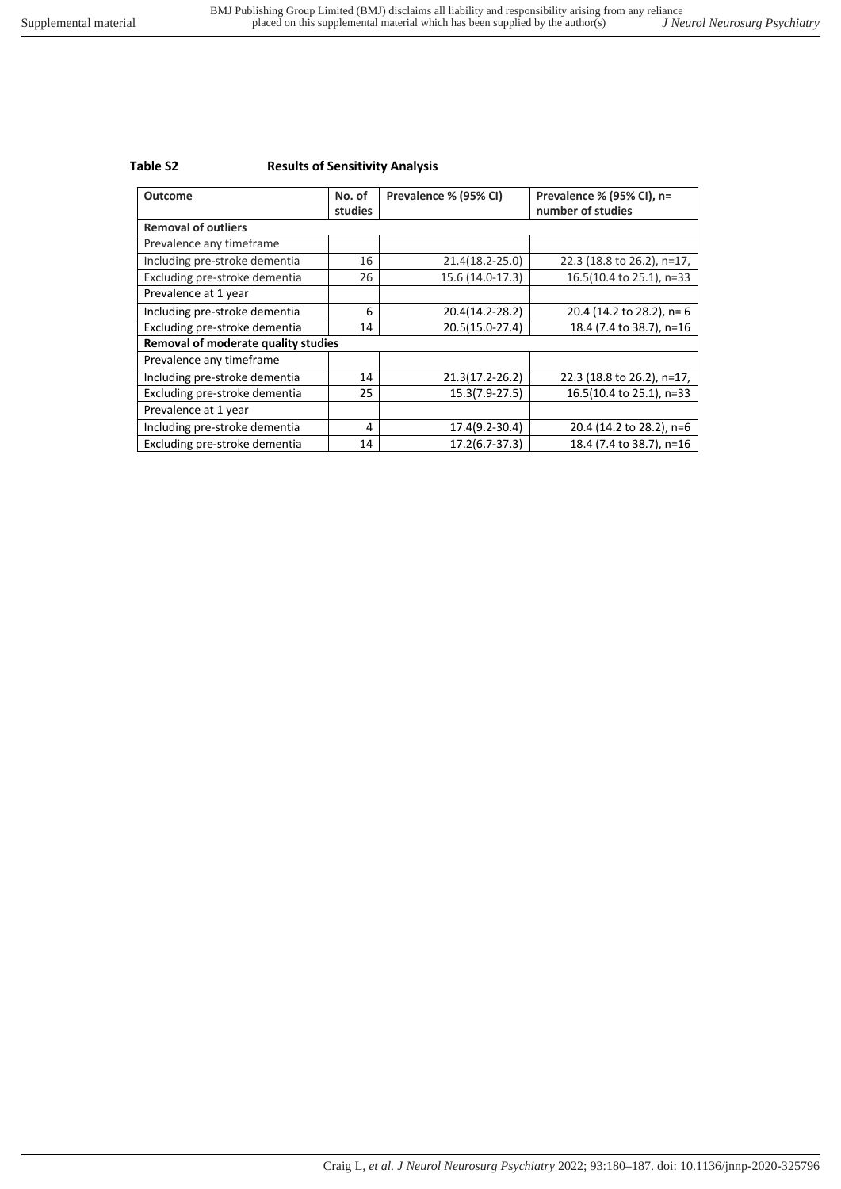**Table S2 Results of Sensitivity Analysis**

| Outcome | No. of studies | Prevalence % (95% CI) | Prevalence % (95% CI), n= number of studies |
|---|---|---|---|
| **Removal of outliers** | | | |
| Prevalence any timeframe | | | |
| Including pre-stroke dementia | 16 | 21.4(18.2-25.0) | 22.3 (18.8 to 26.2), n=17, |
| Excluding pre-stroke dementia | 26 | 15.6 (14.0-17.3) | 16.5(10.4 to 25.1), n=33 |
| Prevalence at 1 year | | | |
| Including pre-stroke dementia | 6 | 20.4(14.2-28.2) | 20.4 (14.2 to 28.2), n= 6 |
| Excluding pre-stroke dementia | 14 | 20.5(15.0-27.4) | 18.4 (7.4 to 38.7), n=16 |
| **Removal of moderate quality studies** | | | |
| Prevalence any timeframe | | | |
| Including pre-stroke dementia | 14 | 21.3(17.2-26.2) | 22.3 (18.8 to 26.2), n=17, |
| Excluding pre-stroke dementia | 25 | 15.3(7.9-27.5) | 16.5(10.4 to 25.1), n=33 |
| Prevalence at 1 year | | | |
| Including pre-stroke dementia | 4 | 17.4(9.2-30.4) | 20.4 (14.2 to 28.2), n=6 |
| Excluding pre-stroke dementia | 14 | 17.2(6.7-37.3) | 18.4 (7.4 to 38.7), n=16 |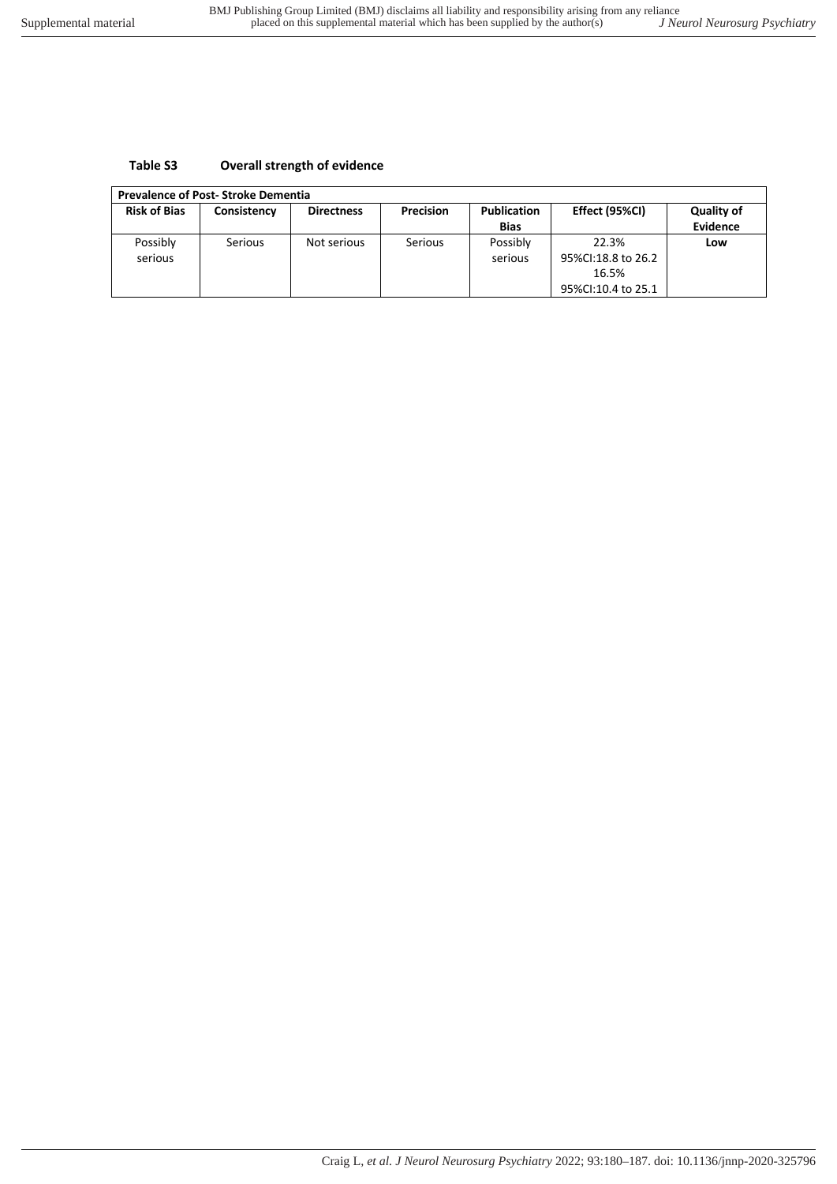**Table S3 Overall strength of evidence**

| Prevalence of Post- Stroke Dementia | | | | | | |
|---|---|---|---|---|---|---|
| **Risk of Bias** | **Consistency** | **Directness** | **Precision** | **Publication Bias** | **Effect (95%CI)** | **Quality of Evidence** |
| Possibly serious | Serious | Not serious | Serious | Possibly serious | 22.3% 95%CI:18.8 to 26.2 16.5% 95%CI:10.4 to 25.1 | **Low** |